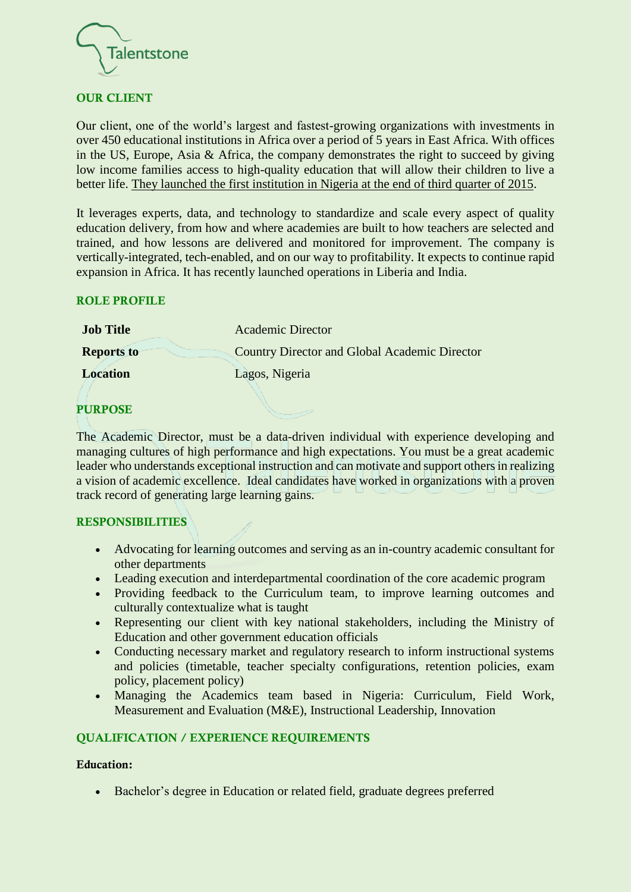Talentstone

## OUR CLIENT

Our client, one of the world's largest and fastest-growing organizations with investments in over 450 educational institutions in Africa over a period of 5 years in East Africa. With offices in the US, Europe, Asia & Africa, the company demonstrates the right to succeed by giving low income families access to high-quality education that will allow their children to live a better life. They launched the first institution in Nigeria at the end of third quarter of 2015.

It leverages experts, data, and technology to standardize and scale every aspect of quality education delivery, from how and where academies are built to how teachers are selected and trained, and how lessons are delivered and monitored for improvement. The company is vertically-integrated, tech-enabled, and on our way to profitability. It expects to continue rapid expansion in Africa. It has recently launched operations in Liberia and India.

## ROLE PROFILE

| | |
|---|---|
| **Job Title** | Academic Director |
| **Reports to** | Country Director and Global Academic Director |
| **Location** | Lagos, Nigeria |

## PURPOSE

The Academic Director, must be a data-driven individual with experience developing and managing cultures of high performance and high expectations. You must be a great academic leader who understands exceptional instruction and can motivate and support others in realizing a vision of academic excellence. Ideal candidates have worked in organizations with a proven track record of generating large learning gains.

## RESPONSIBILITIES

- Advocating for learning outcomes and serving as an in-country academic consultant for other departments
- Leading execution and interdepartmental coordination of the core academic program
- Providing feedback to the Curriculum team, to improve learning outcomes and culturally contextualize what is taught
- Representing our client with key national stakeholders, including the Ministry of Education and other government education officials
- Conducting necessary market and regulatory research to inform instructional systems and policies (timetable, teacher specialty configurations, retention policies, exam policy, placement policy)
- Managing the Academics team based in Nigeria: Curriculum, Field Work, Measurement and Evaluation (M&E), Instructional Leadership, Innovation

## QUALIFICATION / EXPERIENCE REQUIREMENTS

### Education:

- Bachelor's degree in Education or related field, graduate degrees preferred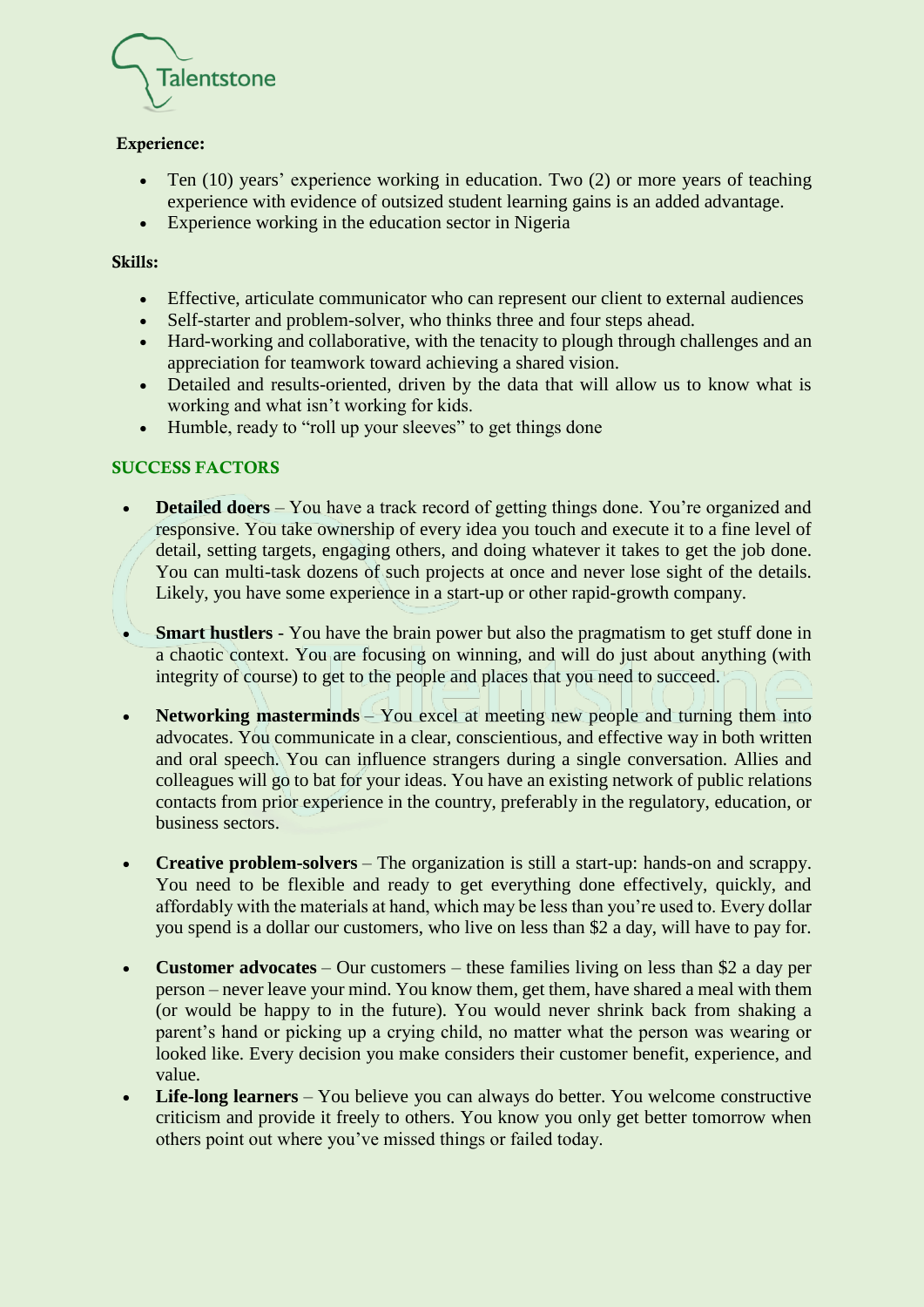**Experience:**

- Ten (10) years' experience working in education. Two (2) or more years of teaching experience with evidence of outsized student learning gains is an added advantage.
- Experience working in the education sector in Nigeria

**Skills:**

- Effective, articulate communicator who can represent our client to external audiences
- Self-starter and problem-solver, who thinks three and four steps ahead.
- Hard-working and collaborative, with the tenacity to plough through challenges and an appreciation for teamwork toward achieving a shared vision.
- Detailed and results-oriented, driven by the data that will allow us to know what is working and what isn't working for kids.
- Humble, ready to "roll up your sleeves" to get things done

## SUCCESS FACTORS

- **Detailed doers** – You have a track record of getting things done. You're organized and responsive. You take ownership of every idea you touch and execute it to a fine level of detail, setting targets, engaging others, and doing whatever it takes to get the job done. You can multi-task dozens of such projects at once and never lose sight of the details. Likely, you have some experience in a start-up or other rapid-growth company.
- **Smart hustlers** - You have the brain power but also the pragmatism to get stuff done in a chaotic context. You are focusing on winning, and will do just about anything (with integrity of course) to get to the people and places that you need to succeed.
- **Networking masterminds** – You excel at meeting new people and turning them into advocates. You communicate in a clear, conscientious, and effective way in both written and oral speech. You can influence strangers during a single conversation. Allies and colleagues will go to bat for your ideas. You have an existing network of public relations contacts from prior experience in the country, preferably in the regulatory, education, or business sectors.
- **Creative problem-solvers** – The organization is still a start-up: hands-on and scrappy. You need to be flexible and ready to get everything done effectively, quickly, and affordably with the materials at hand, which may be less than you're used to. Every dollar you spend is a dollar our customers, who live on less than $2 a day, will have to pay for.
- **Customer advocates** – Our customers – these families living on less than $2 a day per person – never leave your mind. You know them, get them, have shared a meal with them (or would be happy to in the future). You would never shrink back from shaking a parent's hand or picking up a crying child, no matter what the person was wearing or looked like. Every decision you make considers their customer benefit, experience, and value.
- **Life-long learners** – You believe you can always do better. You welcome constructive criticism and provide it freely to others. You know you only get better tomorrow when others point out where you've missed things or failed today.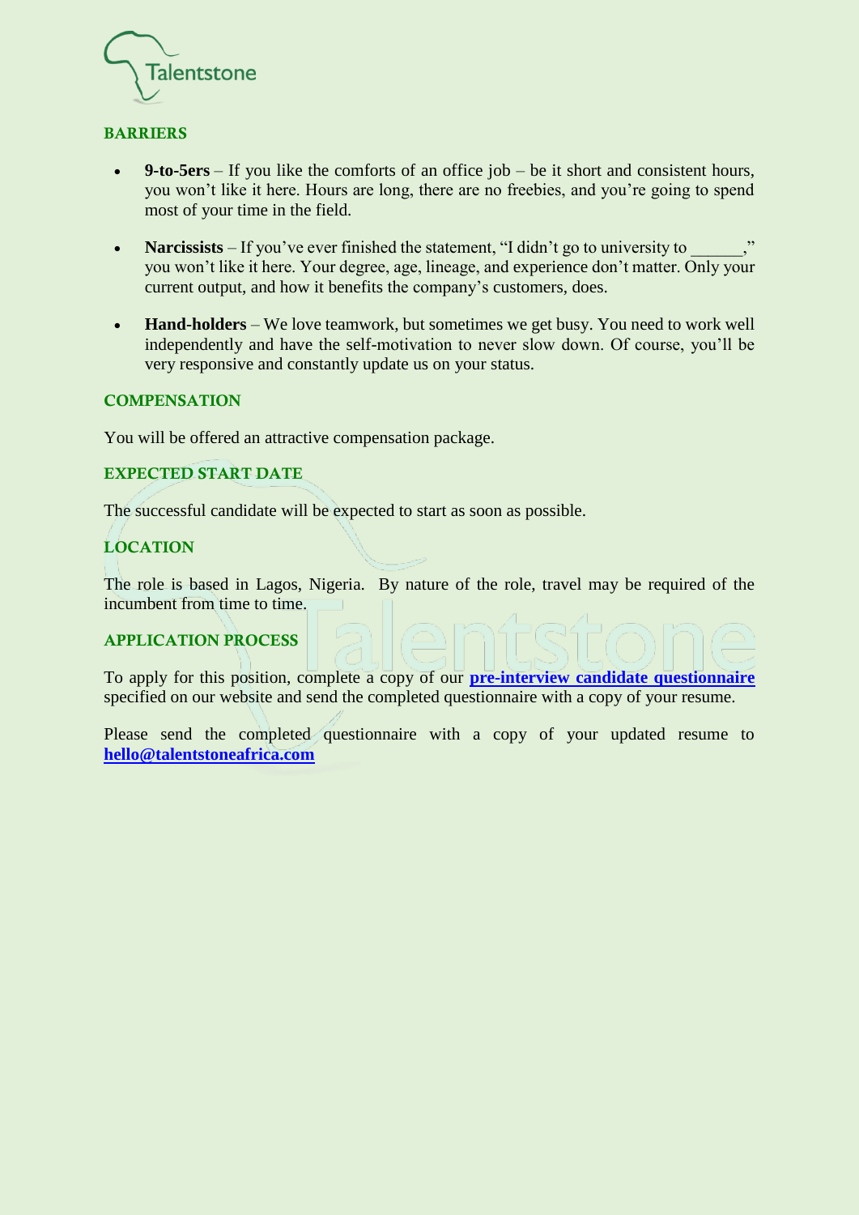## BARRIERS

- **9-to-5ers** – If you like the comforts of an office job – be it short and consistent hours, you won't like it here. Hours are long, there are no freebies, and you're going to spend most of your time in the field.
- **Narcissists** – If you've ever finished the statement, "I didn't go to university to ______," you won't like it here. Your degree, age, lineage, and experience don't matter. Only your current output, and how it benefits the company's customers, does.
- **Hand-holders** – We love teamwork, but sometimes we get busy. You need to work well independently and have the self-motivation to never slow down. Of course, you'll be very responsive and constantly update us on your status.

## COMPENSATION

You will be offered an attractive compensation package.

## EXPECTED START DATE

The successful candidate will be expected to start as soon as possible.

## LOCATION

The role is based in Lagos, Nigeria. By nature of the role, travel may be required of the incumbent from time to time.

## APPLICATION PROCESS

To apply for this position, complete a copy of our **pre-interview candidate questionnaire** specified on our website and send the completed questionnaire with a copy of your resume.

Please send the completed questionnaire with a copy of your updated resume to **hello@talentstoneafrica.com**